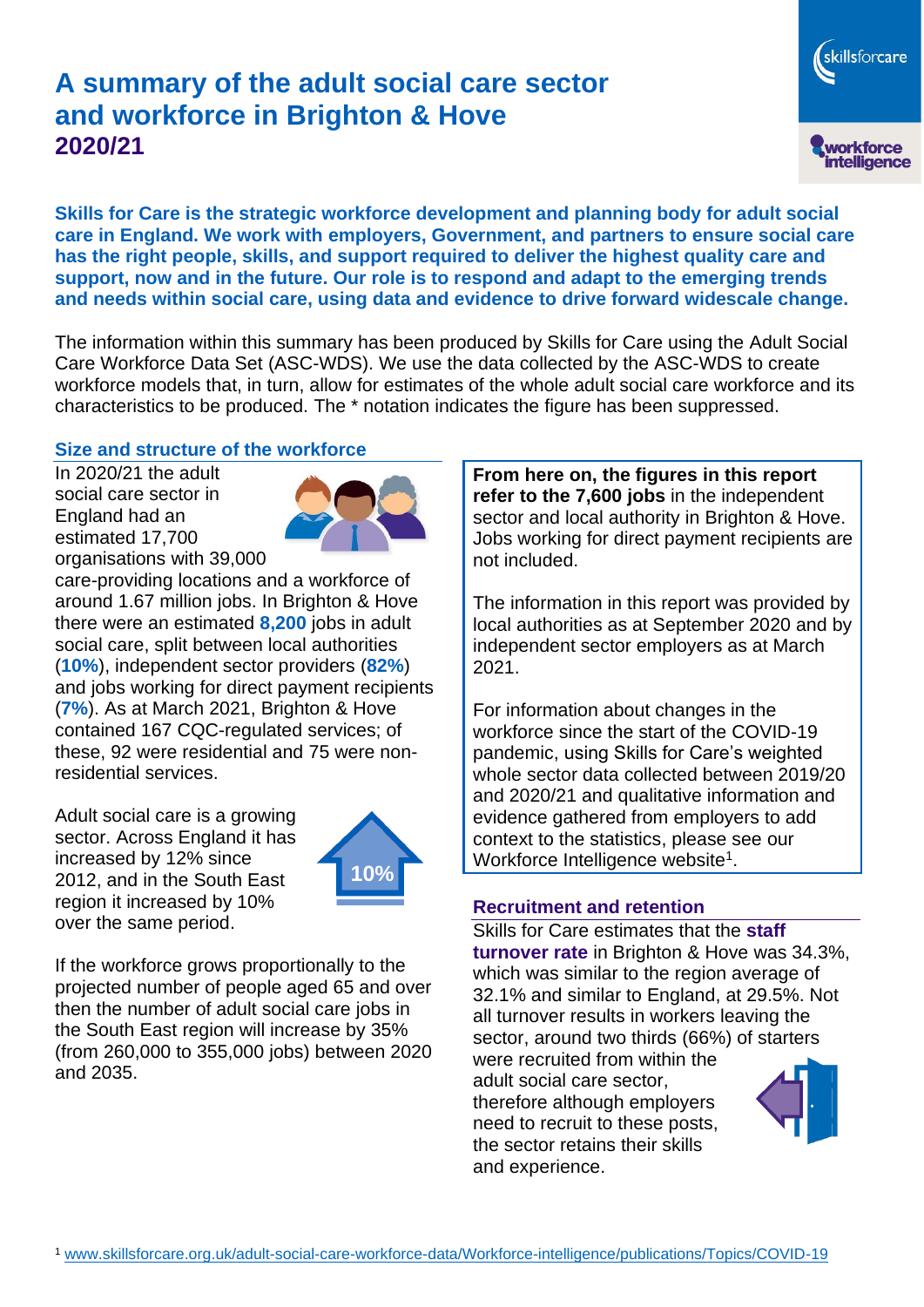# A summary of the adult social care sector and workforce in Brighton & Hove 2020/21

**Skills for Care is the strategic workforce development and planning body for adult social care in England. We work with employers, Government, and partners to ensure social care has the right people, skills, and support required to deliver the highest quality care and support, now and in the future. Our role is to respond and adapt to the emerging trends and needs within social care, using data and evidence to drive forward widescale change.**

The information within this summary has been produced by Skills for Care using the Adult Social Care Workforce Data Set (ASC-WDS). We use the data collected by the ASC-WDS to create workforce models that, in turn, allow for estimates of the whole adult social care workforce and its characteristics to be produced. The * notation indicates the figure has been suppressed.

## Size and structure of the workforce

In 2020/21 the adult social care sector in England had an estimated 17,700 organisations with 39,000 care-providing locations and a workforce of around 1.67 million jobs. In Brighton & Hove there were an estimated **8,200** jobs in adult social care, split between local authorities (**10%**), independent sector providers (**82%**) and jobs working for direct payment recipients (**7%**). As at March 2021, Brighton & Hove contained 167 CQC-regulated services; of these, 92 were residential and 75 were non-residential services.

Adult social care is a growing sector. Across England it has increased by 12% since 2012, and in the South East region it increased by 10% over the same period.

10%

If the workforce grows proportionally to the projected number of people aged 65 and over then the number of adult social care jobs in the South East region will increase by 35% (from 260,000 to 355,000 jobs) between 2020 and 2035.

**From here on, the figures in this report refer to the 7,600 jobs** in the independent sector and local authority in Brighton & Hove. Jobs working for direct payment recipients are not included.

The information in this report was provided by local authorities as at September 2020 and by independent sector employers as at March 2021.

For information about changes in the workforce since the start of the COVID-19 pandemic, using Skills for Care's weighted whole sector data collected between 2019/20 and 2020/21 and qualitative information and evidence gathered from employers to add context to the statistics, please see our Workforce Intelligence website[1].

## Recruitment and retention

Skills for Care estimates that the **staff turnover rate** in Brighton & Hove was 34.3%, which was similar to the region average of 32.1% and similar to England, at 29.5%. Not all turnover results in workers leaving the sector, around two thirds (66%) of starters were recruited from within the adult social care sector, therefore although employers need to recruit to these posts, the sector retains their skills and experience.

[1] www.skillsforcare.org.uk/adult-social-care-workforce-data/Workforce-intelligence/publications/Topics/COVID-19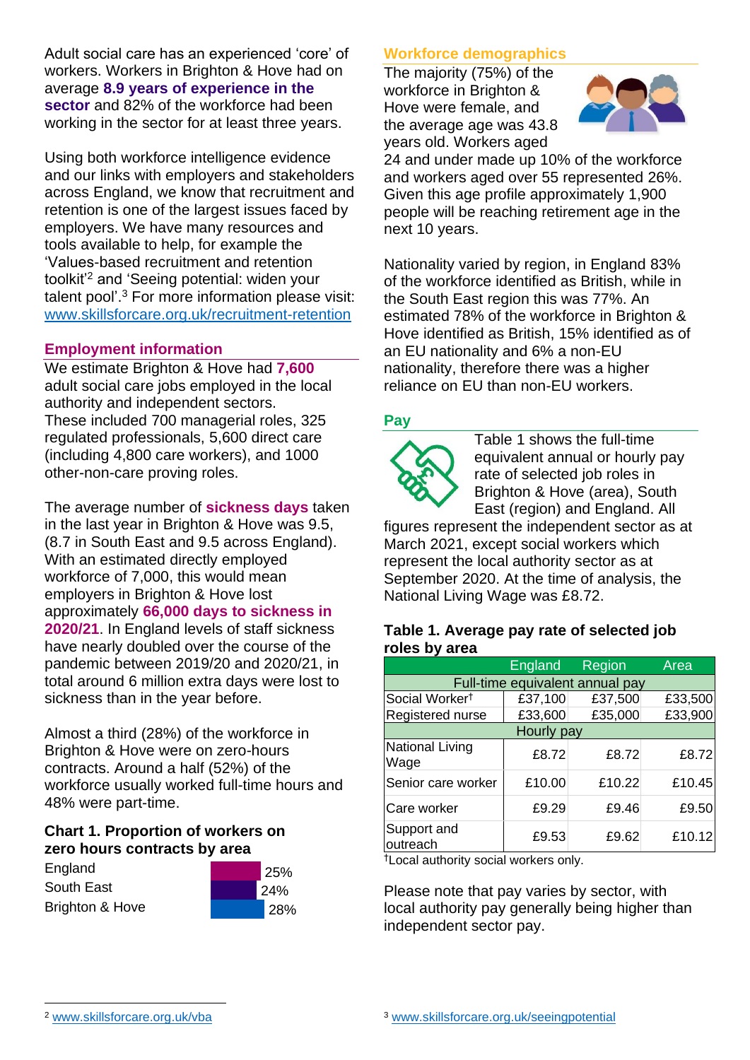Adult social care has an experienced 'core' of workers. Workers in Brighton & Hove had on average **8.9 years of experience in the sector** and 82% of the workforce had been working in the sector for at least three years.

Using both workforce intelligence evidence and our links with employers and stakeholders across England, we know that recruitment and retention is one of the largest issues faced by employers. We have many resources and tools available to help, for example the 'Values-based recruitment and retention toolkit'[2] and 'Seeing potential: widen your talent pool'.[3] For more information please visit: www.skillsforcare.org.uk/recruitment-retention

## Employment information

We estimate Brighton & Hove had **7,600** adult social care jobs employed in the local authority and independent sectors. These included 700 managerial roles, 325 regulated professionals, 5,600 direct care (including 4,800 care workers), and 1000 other-non-care proving roles.

The average number of **sickness days** taken in the last year in Brighton & Hove was 9.5, (8.7 in South East and 9.5 across England). With an estimated directly employed workforce of 7,000, this would mean employers in Brighton & Hove lost approximately **66,000 days to sickness in 2020/21**. In England levels of staff sickness have nearly doubled over the course of the pandemic between 2019/20 and 2020/21, in total around 6 million extra days were lost to sickness than in the year before.

Almost a third (28%) of the workforce in Brighton & Hove were on zero-hours contracts. Around a half (52%) of the workforce usually worked full-time hours and 48% were part-time.

### Chart 1. Proportion of workers on zero hours contracts by area

| Area | Proportion |
|---|---|
| England | 25% |
| South East | 24% |
| Brighton & Hove | 28% |

## Workforce demographics

The majority (75%) of the workforce in Brighton & Hove were female, and the average age was 43.8 years old. Workers aged 24 and under made up 10% of the workforce and workers aged over 55 represented 26%. Given this age profile approximately 1,900 people will be reaching retirement age in the next 10 years.

Nationality varied by region, in England 83% of the workforce identified as British, while in the South East region this was 77%. An estimated 78% of the workforce in Brighton & Hove identified as British, 15% identified as of an EU nationality and 6% a non-EU nationality, therefore there was a higher reliance on EU than non-EU workers.

## Pay

Table 1 shows the full-time equivalent annual or hourly pay rate of selected job roles in Brighton & Hove (area), South East (region) and England. All figures represent the independent sector as at March 2021, except social workers which represent the local authority sector as at September 2020. At the time of analysis, the National Living Wage was £8.72.

### Table 1. Average pay rate of selected job roles by area

| | England | Region | Area |
|---|---|---|---|
| **Full-time equivalent annual pay** | | | |
| Social Worker† | £37,100 | £37,500 | £33,500 |
| Registered nurse | £33,600 | £35,000 | £33,900 |
| **Hourly pay** | | | |
| National Living Wage | £8.72 | £8.72 | £8.72 |
| Senior care worker | £10.00 | £10.22 | £10.45 |
| Care worker | £9.29 | £9.46 | £9.50 |
| Support and outreach | £9.53 | £9.62 | £10.12 |

†Local authority social workers only.

Please note that pay varies by sector, with local authority pay generally being higher than independent sector pay.

[2] www.skillsforcare.org.uk/vba

[3] www.skillsforcare.org.uk/seeingpotential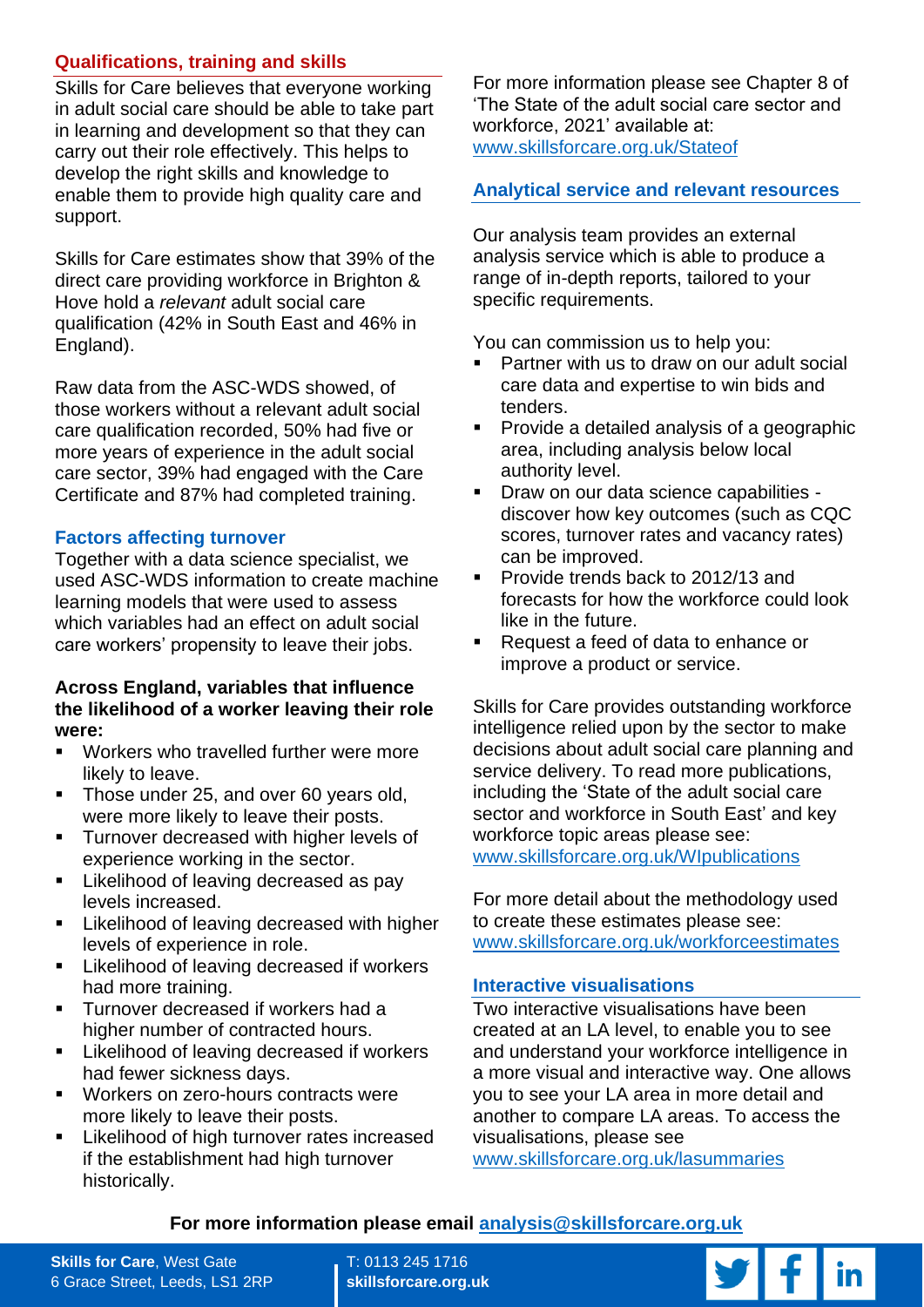## Qualifications, training and skills

Skills for Care believes that everyone working in adult social care should be able to take part in learning and development so that they can carry out their role effectively. This helps to develop the right skills and knowledge to enable them to provide high quality care and support.

Skills for Care estimates show that 39% of the direct care providing workforce in Brighton & Hove hold a *relevant* adult social care qualification (42% in South East and 46% in England).

Raw data from the ASC-WDS showed, of those workers without a relevant adult social care qualification recorded, 50% had five or more years of experience in the adult social care sector, 39% had engaged with the Care Certificate and 87% had completed training.

## Factors affecting turnover

Together with a data science specialist, we used ASC-WDS information to create machine learning models that were used to assess which variables had an effect on adult social care workers' propensity to leave their jobs.

**Across England, variables that influence the likelihood of a worker leaving their role were:**

- Workers who travelled further were more likely to leave.
- Those under 25, and over 60 years old, were more likely to leave their posts.
- Turnover decreased with higher levels of experience working in the sector.
- Likelihood of leaving decreased as pay levels increased.
- Likelihood of leaving decreased with higher levels of experience in role.
- Likelihood of leaving decreased if workers had more training.
- Turnover decreased if workers had a higher number of contracted hours.
- Likelihood of leaving decreased if workers had fewer sickness days.
- Workers on zero-hours contracts were more likely to leave their posts.
- Likelihood of high turnover rates increased if the establishment had high turnover historically.

For more information please see Chapter 8 of 'The State of the adult social care sector and workforce, 2021' available at: www.skillsforcare.org.uk/Stateof

## Analytical service and relevant resources

Our analysis team provides an external analysis service which is able to produce a range of in-depth reports, tailored to your specific requirements.

You can commission us to help you:

- Partner with us to draw on our adult social care data and expertise to win bids and tenders.
- Provide a detailed analysis of a geographic area, including analysis below local authority level.
- Draw on our data science capabilities - discover how key outcomes (such as CQC scores, turnover rates and vacancy rates) can be improved.
- Provide trends back to 2012/13 and forecasts for how the workforce could look like in the future.
- Request a feed of data to enhance or improve a product or service.

Skills for Care provides outstanding workforce intelligence relied upon by the sector to make decisions about adult social care planning and service delivery. To read more publications, including the 'State of the adult social care sector and workforce in South East' and key workforce topic areas please see: www.skillsforcare.org.uk/WIpublications

For more detail about the methodology used to create these estimates please see: www.skillsforcare.org.uk/workforceestimates

## Interactive visualisations

Two interactive visualisations have been created at an LA level, to enable you to see and understand your workforce intelligence in a more visual and interactive way. One allows you to see your LA area in more detail and another to compare LA areas. To access the visualisations, please see www.skillsforcare.org.uk/lasummaries

**For more information please email analysis@skillsforcare.org.uk**

**Skills for Care**, West Gate
6 Grace Street, Leeds, LS1 2RP

T: 0113 245 1716
**skillsforcare.org.uk**